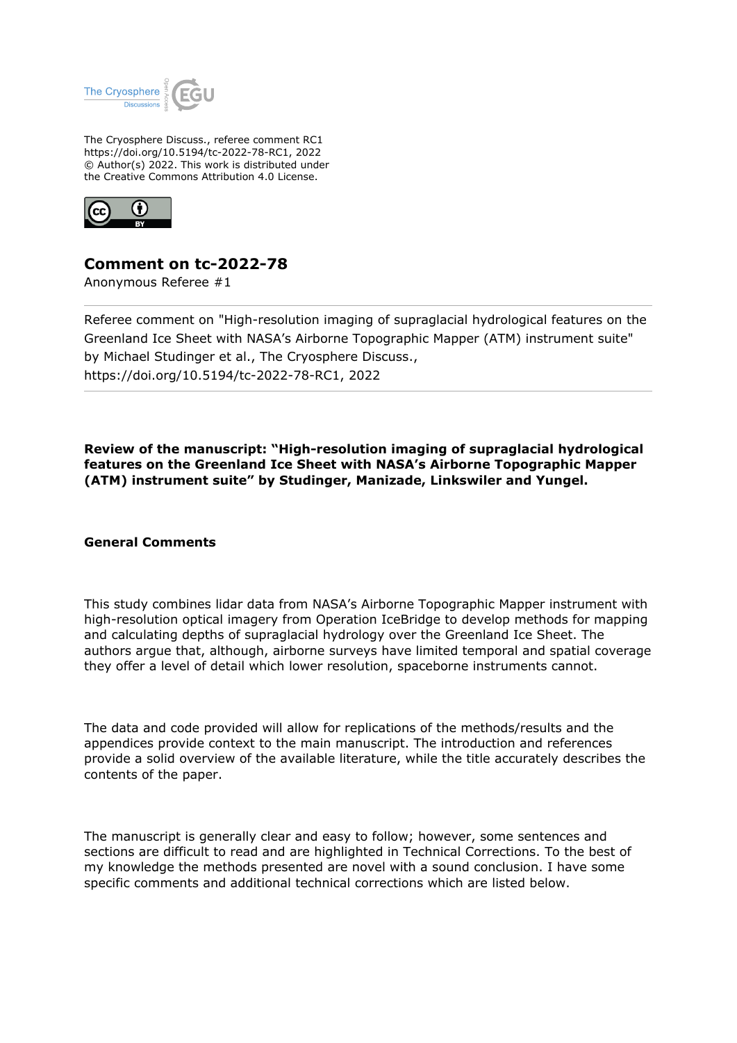The Cryosphere Discuss., referee comment RC1
https://doi.org/10.5194/tc-2022-78-RC1, 2022
© Author(s) 2022. This work is distributed under
the Creative Commons Attribution 4.0 License.

## Comment on tc-2022-78

Anonymous Referee #1

Referee comment on "High-resolution imaging of supraglacial hydrological features on the Greenland Ice Sheet with NASA's Airborne Topographic Mapper (ATM) instrument suite" by Michael Studinger et al., The Cryosphere Discuss., https://doi.org/10.5194/tc-2022-78-RC1, 2022

**Review of the manuscript: "High-resolution imaging of supraglacial hydrological features on the Greenland Ice Sheet with NASA's Airborne Topographic Mapper (ATM) instrument suite" by Studinger, Manizade, Linkswiler and Yungel.**

### General Comments

This study combines lidar data from NASA's Airborne Topographic Mapper instrument with high-resolution optical imagery from Operation IceBridge to develop methods for mapping and calculating depths of supraglacial hydrology over the Greenland Ice Sheet. The authors argue that, although, airborne surveys have limited temporal and spatial coverage they offer a level of detail which lower resolution, spaceborne instruments cannot.

The data and code provided will allow for replications of the methods/results and the appendices provide context to the main manuscript. The introduction and references provide a solid overview of the available literature, while the title accurately describes the contents of the paper.

The manuscript is generally clear and easy to follow; however, some sentences and sections are difficult to read and are highlighted in Technical Corrections. To the best of my knowledge the methods presented are novel with a sound conclusion. I have some specific comments and additional technical corrections which are listed below.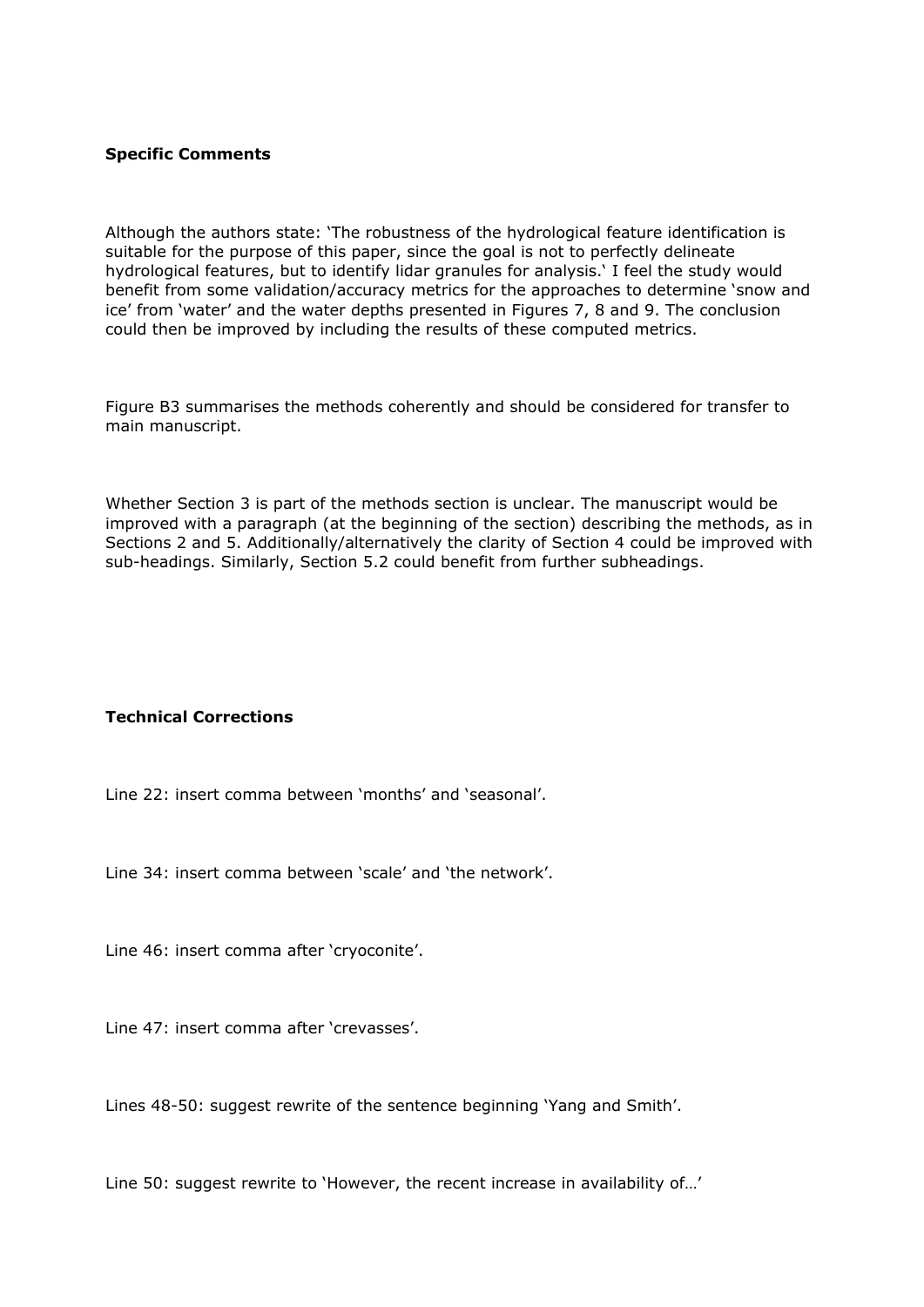**Specific Comments**

Although the authors state: 'The robustness of the hydrological feature identification is suitable for the purpose of this paper, since the goal is not to perfectly delineate hydrological features, but to identify lidar granules for analysis.' I feel the study would benefit from some validation/accuracy metrics for the approaches to determine 'snow and ice' from 'water' and the water depths presented in Figures 7, 8 and 9. The conclusion could then be improved by including the results of these computed metrics.

Figure B3 summarises the methods coherently and should be considered for transfer to main manuscript.

Whether Section 3 is part of the methods section is unclear. The manuscript would be improved with a paragraph (at the beginning of the section) describing the methods, as in Sections 2 and 5. Additionally/alternatively the clarity of Section 4 could be improved with sub-headings. Similarly, Section 5.2 could benefit from further subheadings.

**Technical Corrections**

Line 22: insert comma between 'months' and 'seasonal'.

Line 34: insert comma between 'scale' and 'the network'.

Line 46: insert comma after 'cryoconite'.

Line 47: insert comma after 'crevasses'.

Lines 48-50: suggest rewrite of the sentence beginning 'Yang and Smith'.

Line 50: suggest rewrite to 'However, the recent increase in availability of…'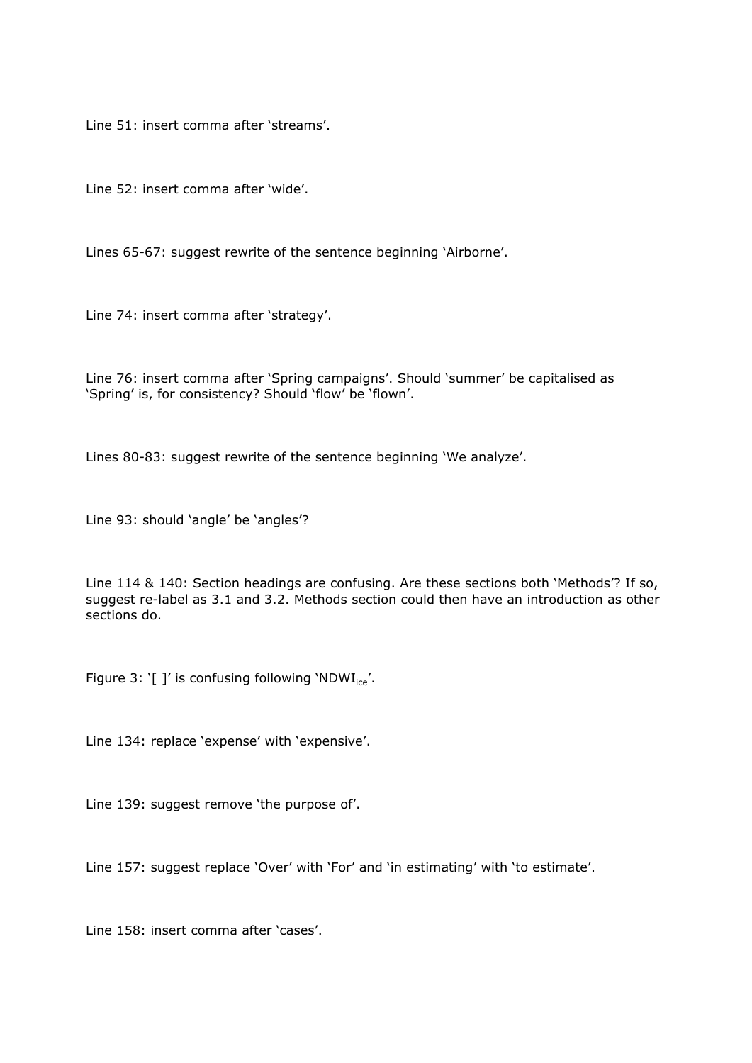Line 51: insert comma after 'streams'.

Line 52: insert comma after 'wide'.

Lines 65-67: suggest rewrite of the sentence beginning 'Airborne'.

Line 74: insert comma after 'strategy'.

Line 76: insert comma after 'Spring campaigns'. Should 'summer' be capitalised as 'Spring' is, for consistency? Should 'flow' be 'flown'.

Lines 80-83: suggest rewrite of the sentence beginning 'We analyze'.

Line 93: should 'angle' be 'angles'?

Line 114 & 140: Section headings are confusing. Are these sections both 'Methods'? If so, suggest re-label as 3.1 and 3.2. Methods section could then have an introduction as other sections do.

Figure 3: '[ ]' is confusing following '$NDWI_{ice}$'.

Line 134: replace 'expense' with 'expensive'.

Line 139: suggest remove 'the purpose of'.

Line 157: suggest replace 'Over' with 'For' and 'in estimating' with 'to estimate'.

Line 158: insert comma after 'cases'.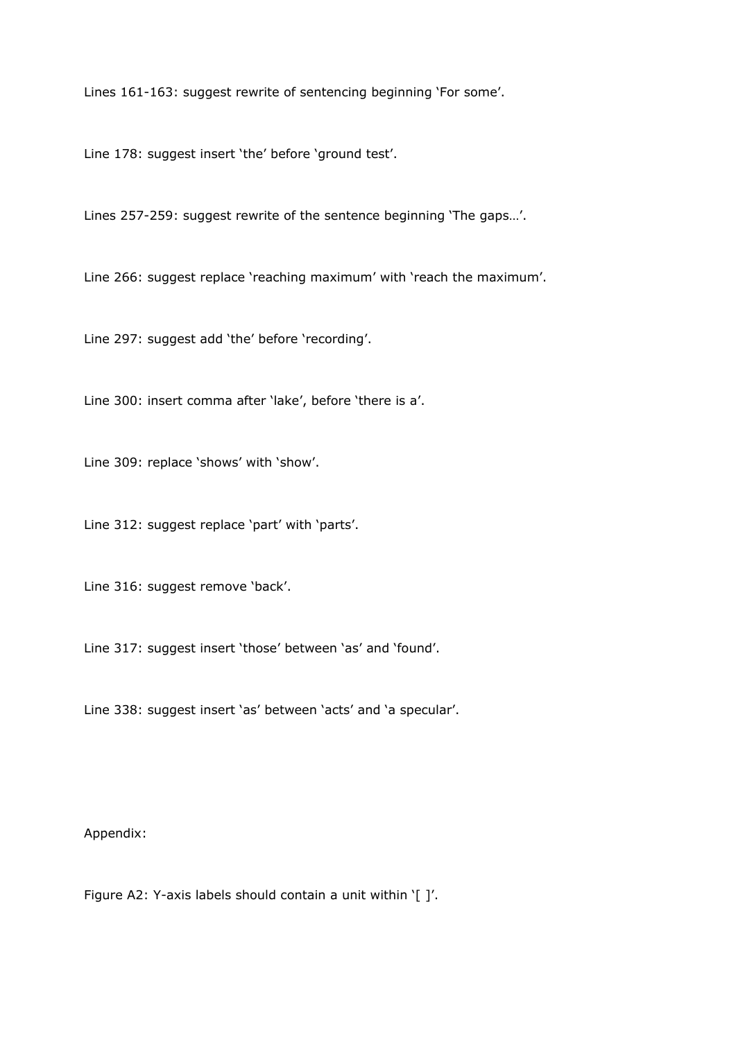Lines 161-163: suggest rewrite of sentencing beginning ‘For some’.

Line 178: suggest insert ‘the’ before ‘ground test’.

Lines 257-259: suggest rewrite of the sentence beginning ‘The gaps…’.

Line 266: suggest replace ‘reaching maximum’ with ‘reach the maximum’.

Line 297: suggest add ‘the’ before ‘recording’.

Line 300: insert comma after ‘lake’, before ‘there is a’.

Line 309: replace ‘shows’ with ‘show’.

Line 312: suggest replace ‘part’ with ‘parts’.

Line 316: suggest remove ‘back’.

Line 317: suggest insert ‘those’ between ‘as’ and ‘found’.

Line 338: suggest insert ‘as’ between ‘acts’ and ‘a specular’.

Appendix:

Figure A2: Y-axis labels should contain a unit within ‘[ ]’.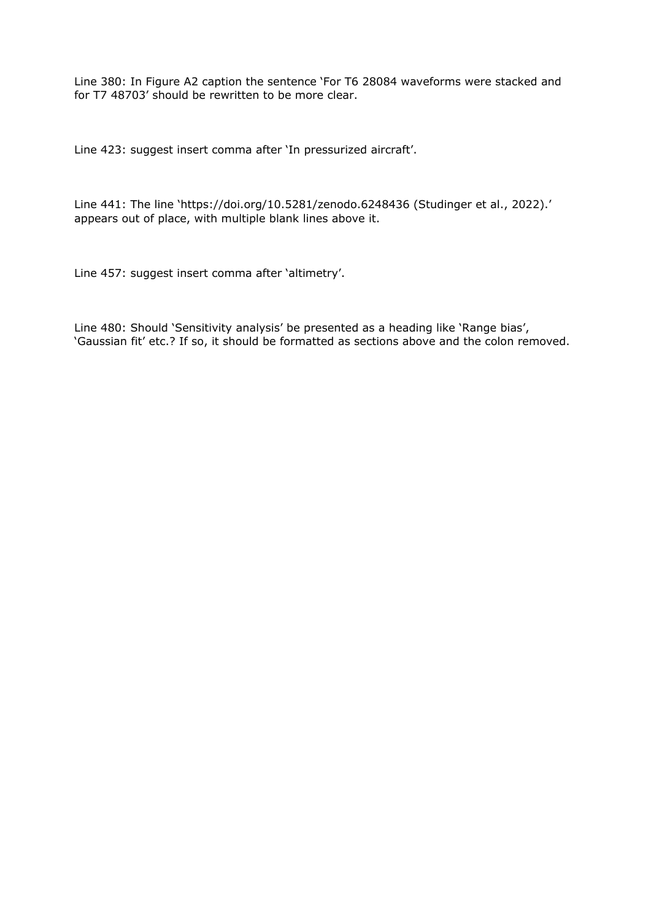Line 380: In Figure A2 caption the sentence 'For T6 28084 waveforms were stacked and for T7 48703' should be rewritten to be more clear.

Line 423: suggest insert comma after 'In pressurized aircraft'.

Line 441: The line 'https://doi.org/10.5281/zenodo.6248436 (Studinger et al., 2022).' appears out of place, with multiple blank lines above it.

Line 457: suggest insert comma after 'altimetry'.

Line 480: Should 'Sensitivity analysis' be presented as a heading like 'Range bias', 'Gaussian fit' etc.? If so, it should be formatted as sections above and the colon removed.